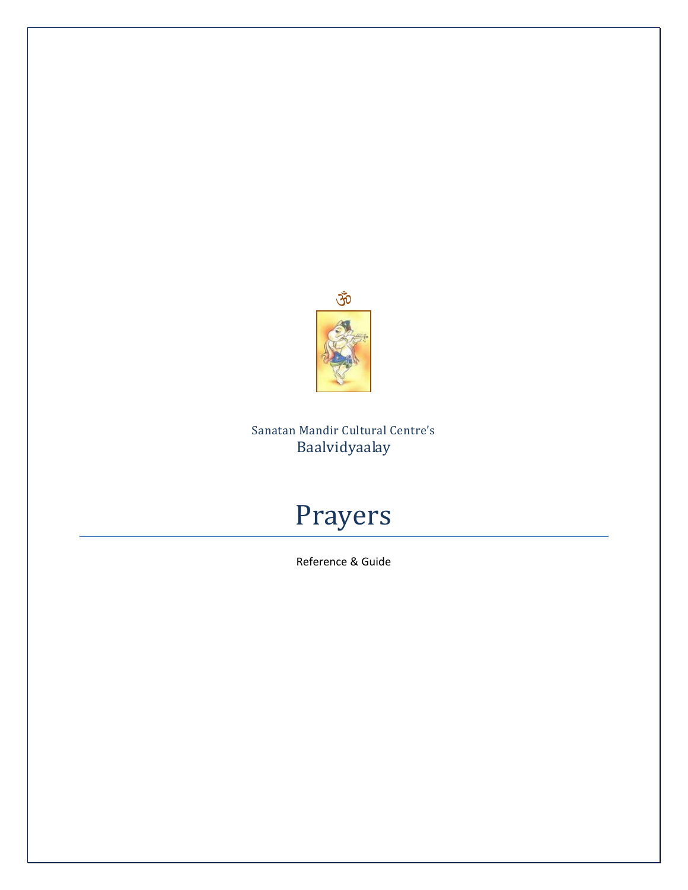ॐ

Sanatan Mandir Cultural Centre's
Baalvidyaalay

# Prayers

Reference & Guide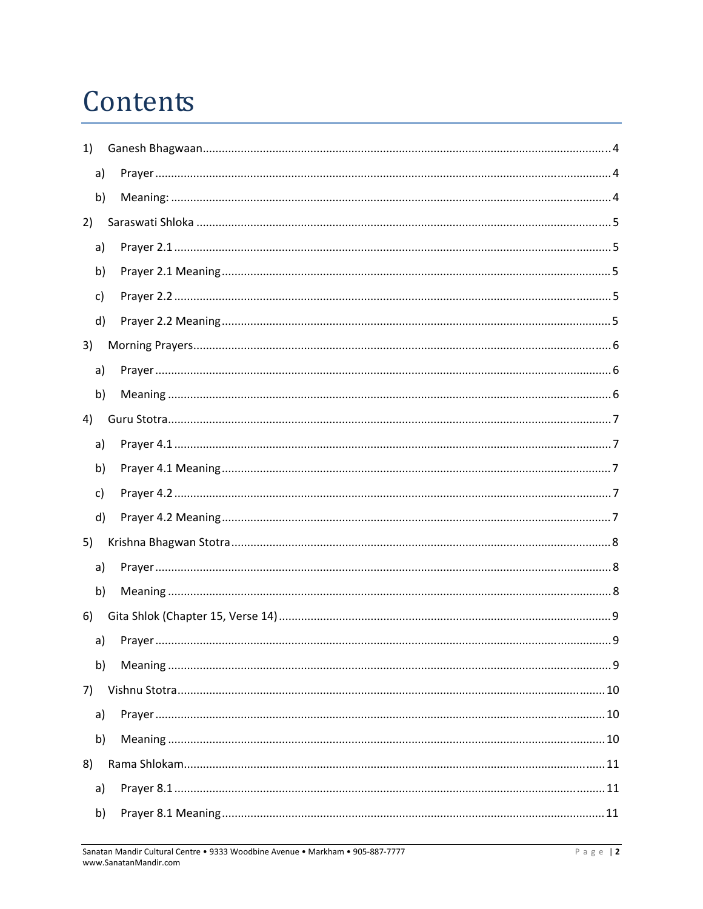# Contents

1) Ganesh Bhagwaan ........ 4
   a) Prayer ........ 4
   b) Meaning: ........ 4
2) Saraswati Shloka ........ 5
   a) Prayer 2.1 ........ 5
   b) Prayer 2.1 Meaning ........ 5
   c) Prayer 2.2 ........ 5
   d) Prayer 2.2 Meaning ........ 5
3) Morning Prayers ........ 6
   a) Prayer ........ 6
   b) Meaning ........ 6
4) Guru Stotra ........ 7
   a) Prayer 4.1 ........ 7
   b) Prayer 4.1 Meaning ........ 7
   c) Prayer 4.2 ........ 7
   d) Prayer 4.2 Meaning ........ 7
5) Krishna Bhagwan Stotra ........ 8
   a) Prayer ........ 8
   b) Meaning ........ 8
6) Gita Shlok (Chapter 15, Verse 14) ........ 9
   a) Prayer ........ 9
   b) Meaning ........ 9
7) Vishnu Stotra ........ 10
   a) Prayer ........ 10
   b) Meaning ........ 10
8) Rama Shlokam ........ 11
   a) Prayer 8.1 ........ 11
   b) Prayer 8.1 Meaning ........ 11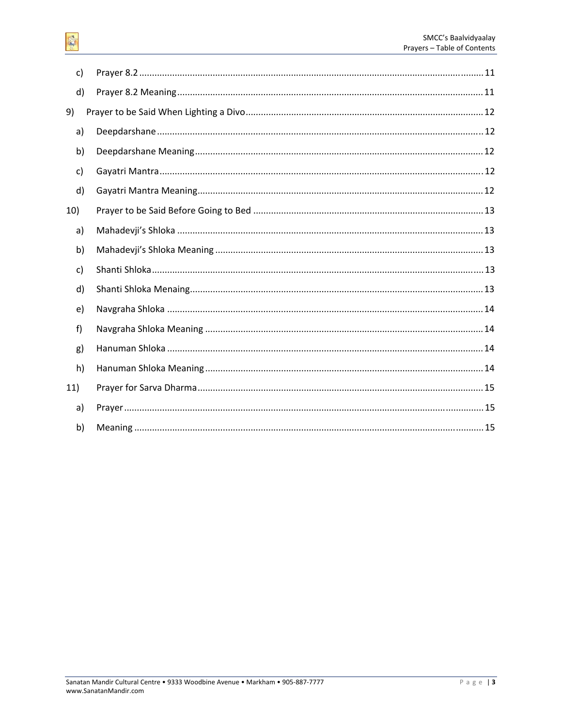c) Prayer 8.2 ...................................................................................................................................... 11

d) Prayer 8.2 Meaning ........................................................................................................................ 11

9) Prayer to be Said When Lighting a Divo ............................................................................................ 12

a) Deepdarshane ............................................................................................................................... 12

b) Deepdarshane Meaning ................................................................................................................. 12

c) Gayatri Mantra .............................................................................................................................. 12

d) Gayatri Mantra Meaning ............................................................................................................... 12

10) Prayer to be Said Before Going to Bed ......................................................................................... 13

a) Mahadevji's Shloka ........................................................................................................................ 13

b) Mahadevji's Shloka Meaning ......................................................................................................... 13

c) Shanti Shloka ................................................................................................................................. 13

d) Shanti Shloka Menaing ................................................................................................................... 13

e) Navgraha Shloka ............................................................................................................................ 14

f) Navgraha Shloka Meaning ............................................................................................................. 14

g) Hanuman Shloka ............................................................................................................................ 14

h) Hanuman Shloka Meaning ............................................................................................................. 14

11) Prayer for Sarva Dharma ............................................................................................................... 15

a) Prayer ............................................................................................................................................ 15

b) Meaning ........................................................................................................................................ 15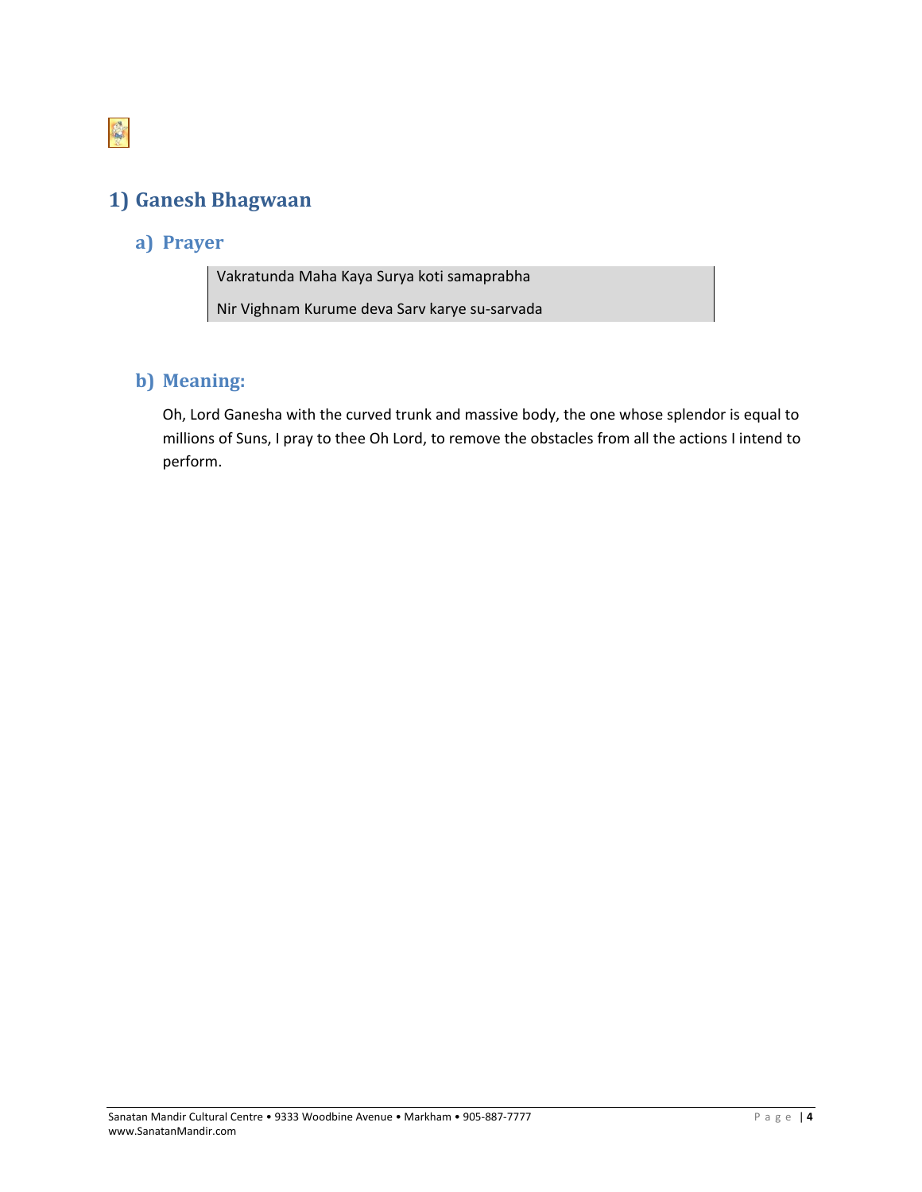## 1) Ganesh Bhagwaan

### a) Prayer

Vakratunda Maha Kaya Surya koti samaprabha

Nir Vighnam Kurume deva Sarv karye su-sarvada

### b) Meaning:

Oh, Lord Ganesha with the curved trunk and massive body, the one whose splendor is equal to millions of Suns, I pray to thee Oh Lord, to remove the obstacles from all the actions I intend to perform.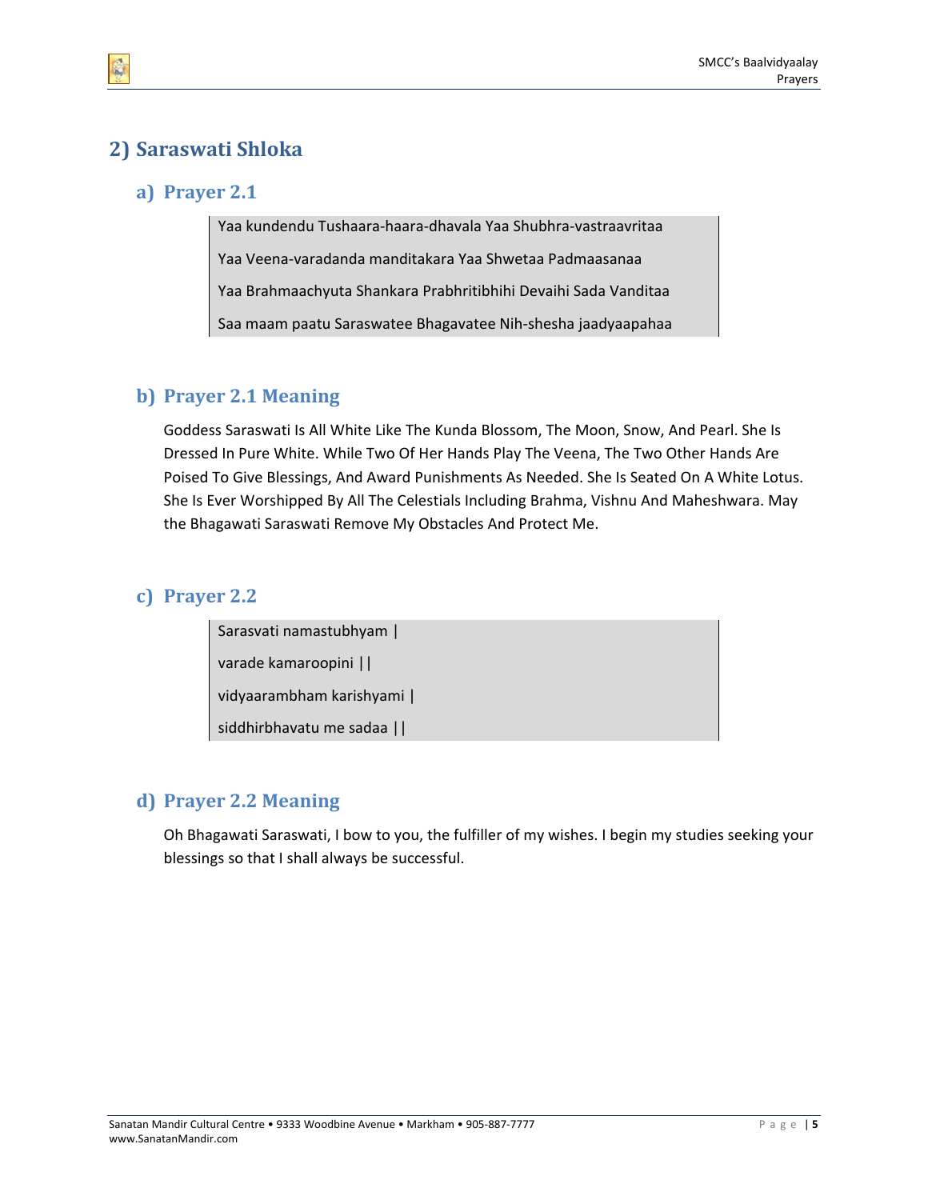## 2) Saraswati Shloka

### a) Prayer 2.1

Yaa kundendu Tushaara-haara-dhavala Yaa Shubhra-vastraavritaa

Yaa Veena-varadanda manditakara Yaa Shwetaa Padmaasanaa

Yaa Brahmaachyuta Shankara Prabhritibhihi Devaihi Sada Vanditaa

Saa maam paatu Saraswatee Bhagavatee Nih-shesha jaadyaapahaa

### b) Prayer 2.1 Meaning

Goddess Saraswati Is All White Like The Kunda Blossom, The Moon, Snow, And Pearl. She Is Dressed In Pure White. While Two Of Her Hands Play The Veena, The Two Other Hands Are Poised To Give Blessings, And Award Punishments As Needed. She Is Seated On A White Lotus. She Is Ever Worshipped By All The Celestials Including Brahma, Vishnu And Maheshwara. May the Bhagawati Saraswati Remove My Obstacles And Protect Me.

### c) Prayer 2.2

Sarasvati namastubhyam |

varade kamaroopini ||

vidyaarambham karishyami |

siddhirbhavatu me sadaa ||

### d) Prayer 2.2 Meaning

Oh Bhagawati Saraswati, I bow to you, the fulfiller of my wishes. I begin my studies seeking your blessings so that I shall always be successful.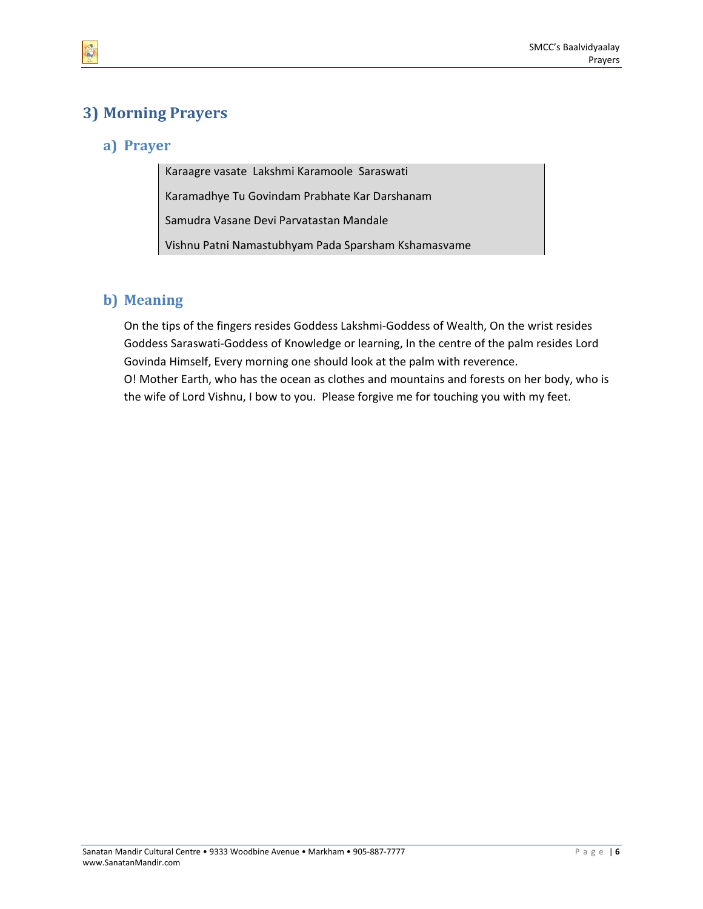## 3) Morning Prayers

### a) Prayer

Karaagre vasate  Lakshmi Karamoole  Saraswati

Karamadhye Tu Govindam Prabhate Kar Darshanam

Samudra Vasane Devi Parvatastan Mandale

Vishnu Patni Namastubhyam Pada Sparsham Kshamasvame

### b) Meaning

On the tips of the fingers resides Goddess Lakshmi-Goddess of Wealth, On the wrist resides Goddess Saraswati-Goddess of Knowledge or learning, In the centre of the palm resides Lord Govinda Himself, Every morning one should look at the palm with reverence.
O! Mother Earth, who has the ocean as clothes and mountains and forests on her body, who is the wife of Lord Vishnu, I bow to you.  Please forgive me for touching you with my feet.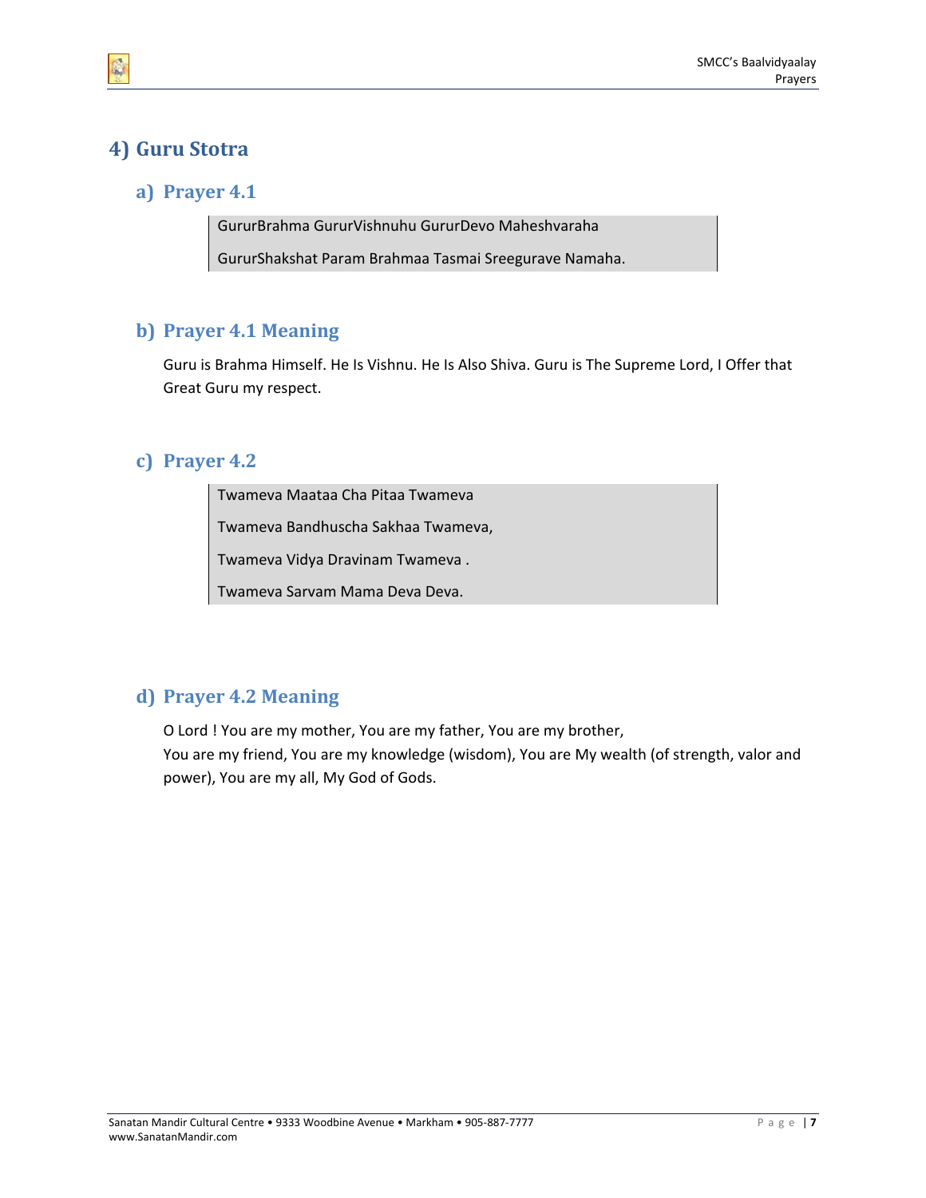## 4) Guru Stotra

### a) Prayer 4.1

GururBrahma GururVishnuhu GururDevo Maheshvaraha

GururShakshat Param Brahmaa Tasmai Sreegurave Namaha.

### b) Prayer 4.1 Meaning

Guru is Brahma Himself. He Is Vishnu. He Is Also Shiva. Guru is The Supreme Lord, I Offer that Great Guru my respect.

### c) Prayer 4.2

Twameva Maataa Cha Pitaa Twameva

Twameva Bandhuscha Sakhaa Twameva,

Twameva Vidya Dravinam Twameva .

Twameva Sarvam Mama Deva Deva.

### d) Prayer 4.2 Meaning

O Lord ! You are my mother, You are my father, You are my brother,
You are my friend, You are my knowledge (wisdom), You are My wealth (of strength, valor and power), You are my all, My God of Gods.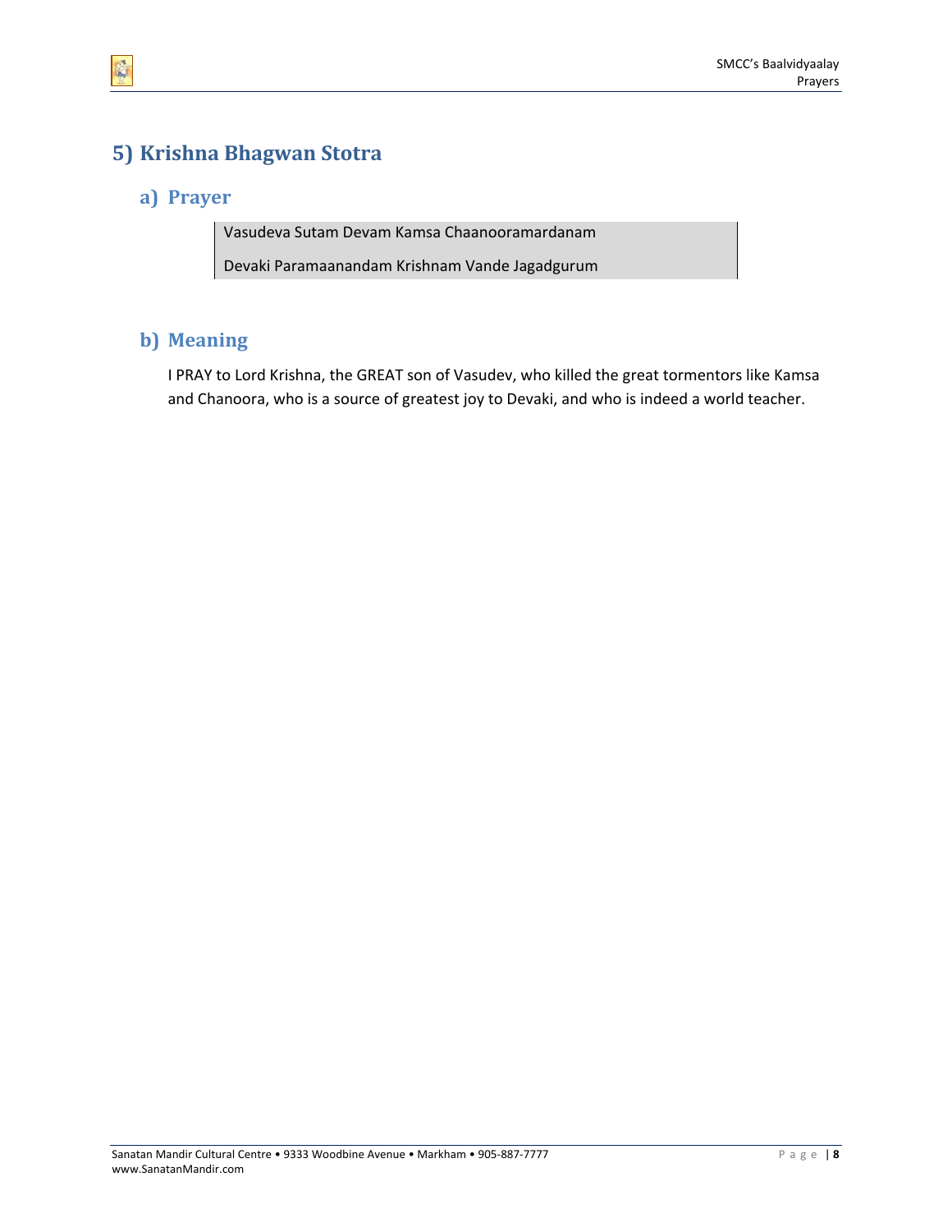## 5) Krishna Bhagwan Stotra

### a) Prayer

Vasudeva Sutam Devam Kamsa Chaanooramardanam

Devaki Paramaanandam Krishnam Vande Jagadgurum

### b) Meaning

I PRAY to Lord Krishna, the GREAT son of Vasudev, who killed the great tormentors like Kamsa and Chanoora, who is a source of greatest joy to Devaki, and who is indeed a world teacher.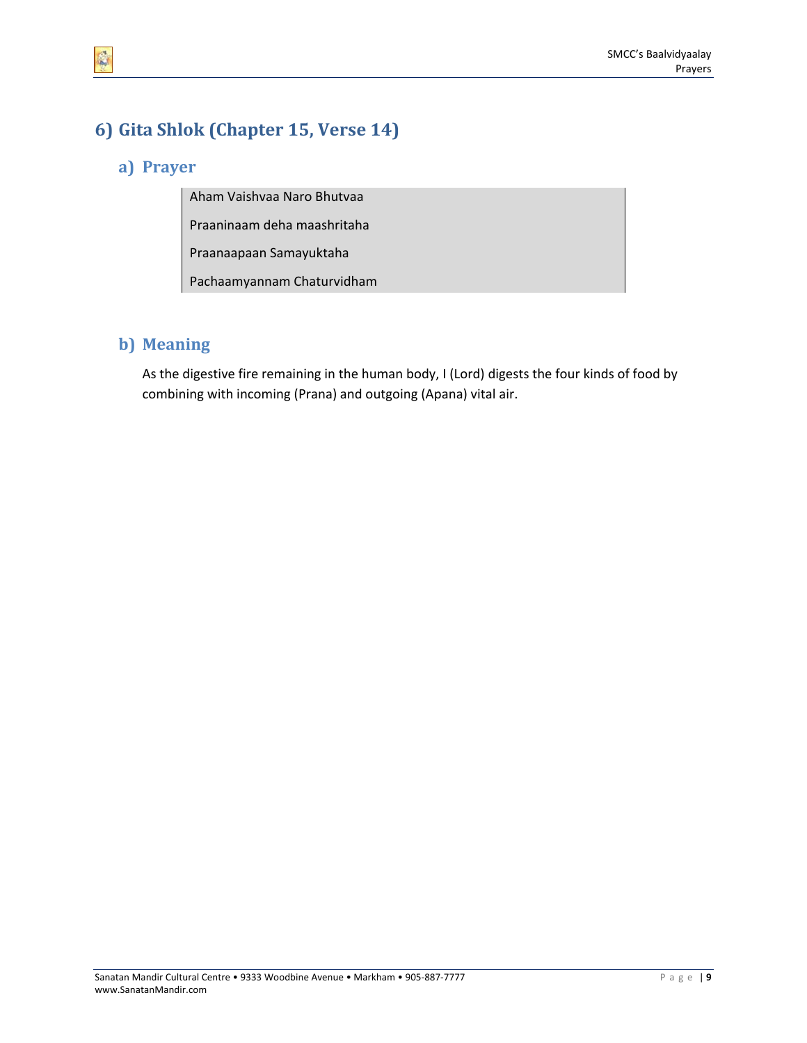## 6) Gita Shlok (Chapter 15, Verse 14)

### a) Prayer

Aham Vaishvaa Naro Bhutvaa

Praaninaam deha maashritaha

Praanaapaan Samayuktaha

Pachaamyannam Chaturvidham

### b) Meaning

As the digestive fire remaining in the human body, I (Lord) digests the four kinds of food by combining with incoming (Prana) and outgoing (Apana) vital air.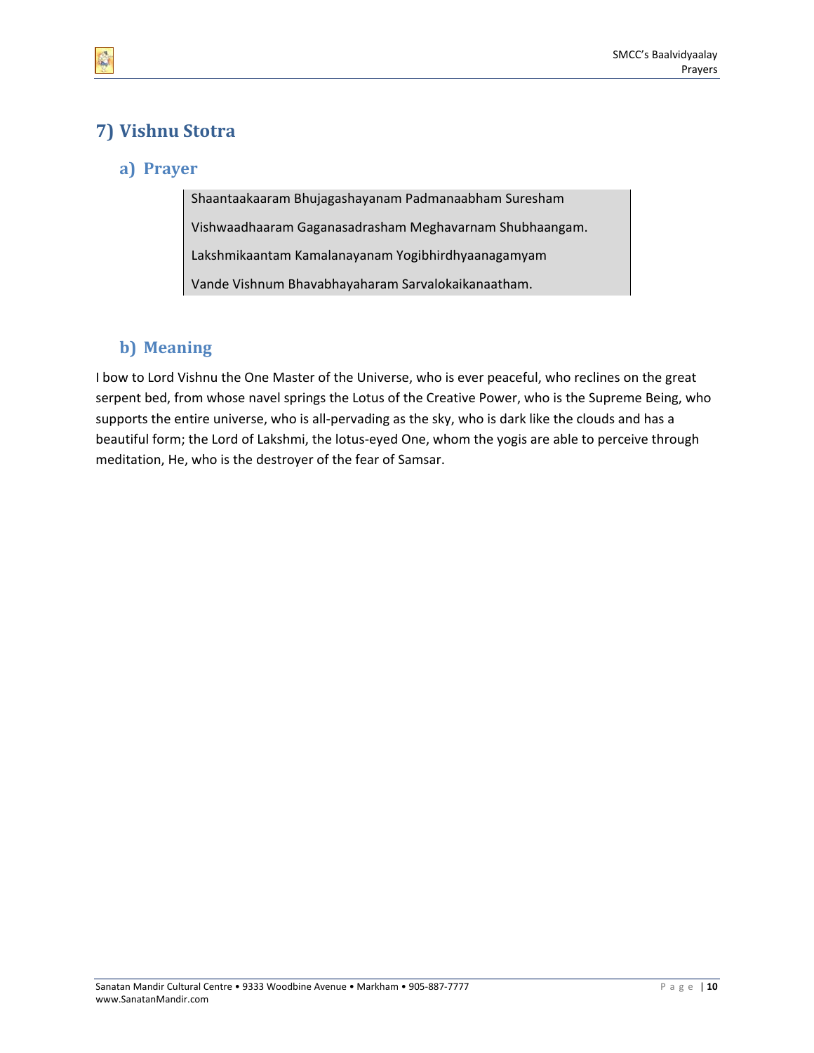## 7) Vishnu Stotra

### a) Prayer

Shaantaakaaram Bhujagashayanam Padmanaabham Suresham

Vishwaadhaaram Gaganasadrasham Meghavarnam Shubhaangam.

Lakshmikaantam Kamalanayanam Yogibhirdhyaanagamyam

Vande Vishnum Bhavabhayaharam Sarvalokaikanaatham.

### b) Meaning

I bow to Lord Vishnu the One Master of the Universe, who is ever peaceful, who reclines on the great serpent bed, from whose navel springs the Lotus of the Creative Power, who is the Supreme Being, who supports the entire universe, who is all-pervading as the sky, who is dark like the clouds and has a beautiful form; the Lord of Lakshmi, the lotus-eyed One, whom the yogis are able to perceive through meditation, He, who is the destroyer of the fear of Samsar.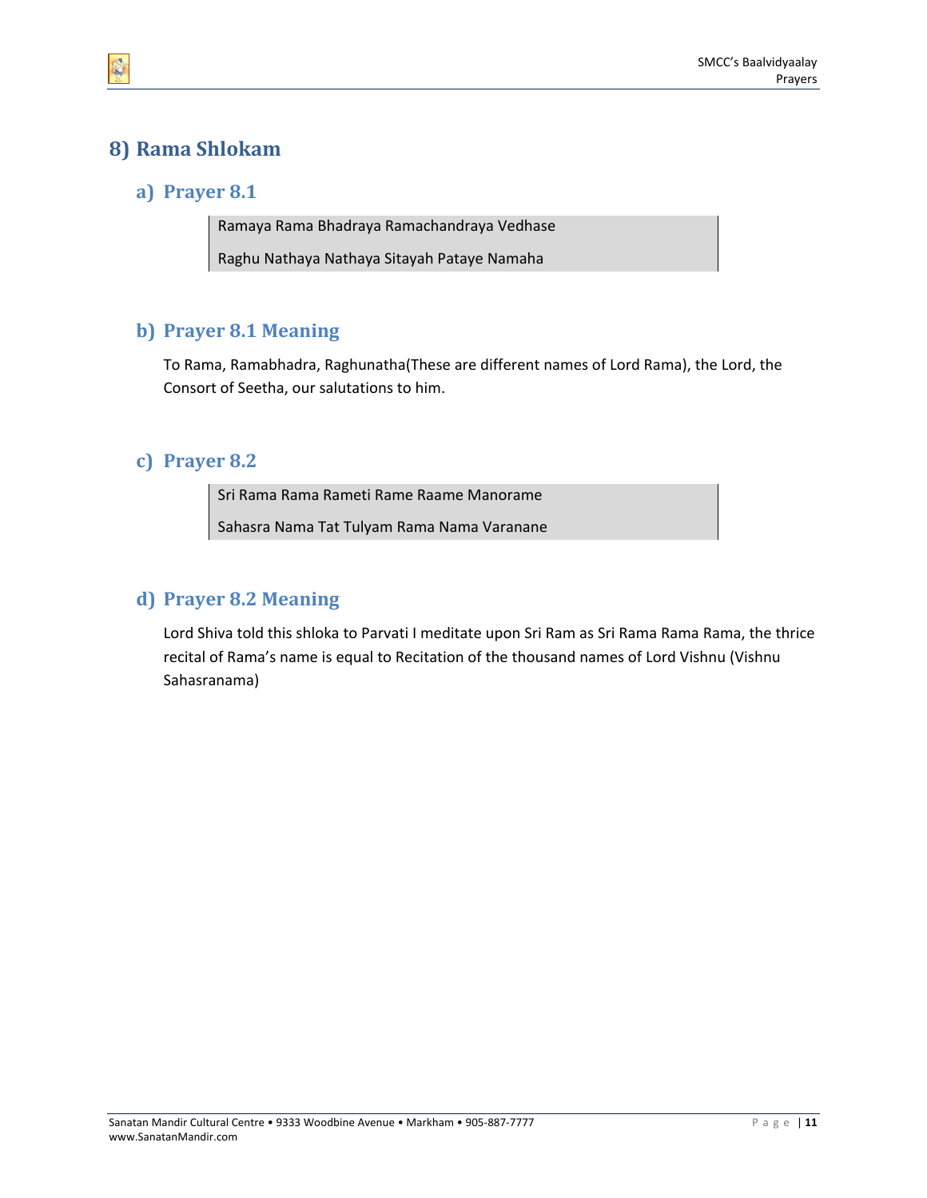## 8) Rama Shlokam

### a) Prayer 8.1

> Ramaya Rama Bhadraya Ramachandraya Vedhase
>
> Raghu Nathaya Nathaya Sitayah Pataye Namaha

### b) Prayer 8.1 Meaning

To Rama, Ramabhadra, Raghunatha(These are different names of Lord Rama), the Lord, the Consort of Seetha, our salutations to him.

### c) Prayer 8.2

> Sri Rama Rama Rameti Rame Raame Manorame
>
> Sahasra Nama Tat Tulyam Rama Nama Varanane

### d) Prayer 8.2 Meaning

Lord Shiva told this shloka to Parvati I meditate upon Sri Ram as Sri Rama Rama Rama, the thrice recital of Rama's name is equal to Recitation of the thousand names of Lord Vishnu (Vishnu Sahasranama)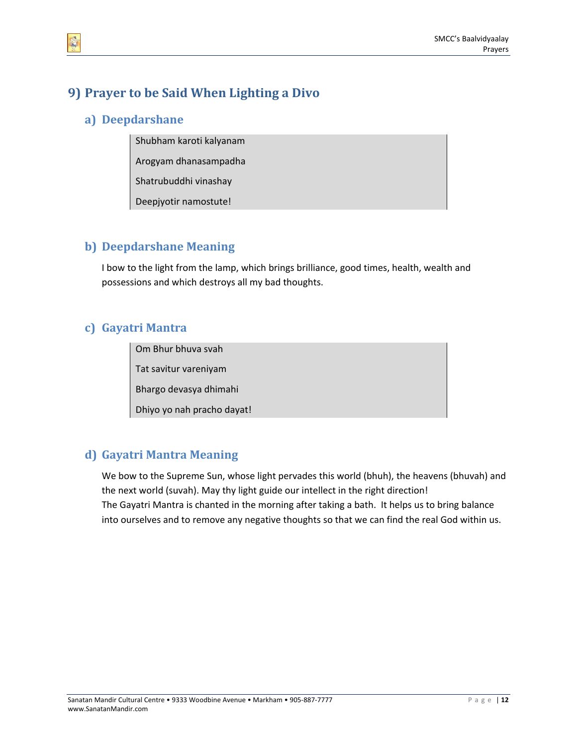## 9) Prayer to be Said When Lighting a Divo

### a) Deepdarshane

> Shubham karoti kalyanam
>
> Arogyam dhanasampadha
>
> Shatrubuddhi vinashay
>
> Deepjyotir namostute!

### b) Deepdarshane Meaning

I bow to the light from the lamp, which brings brilliance, good times, health, wealth and possessions and which destroys all my bad thoughts.

### c) Gayatri Mantra

> Om Bhur bhuva svah
>
> Tat savitur vareniyam
>
> Bhargo devasya dhimahi
>
> Dhiyo yo nah pracho dayat!

### d) Gayatri Mantra Meaning

We bow to the Supreme Sun, whose light pervades this world (bhuh), the heavens (bhuvah) and the next world (suvah). May thy light guide our intellect in the right direction!
The Gayatri Mantra is chanted in the morning after taking a bath. It helps us to bring balance into ourselves and to remove any negative thoughts so that we can find the real God within us.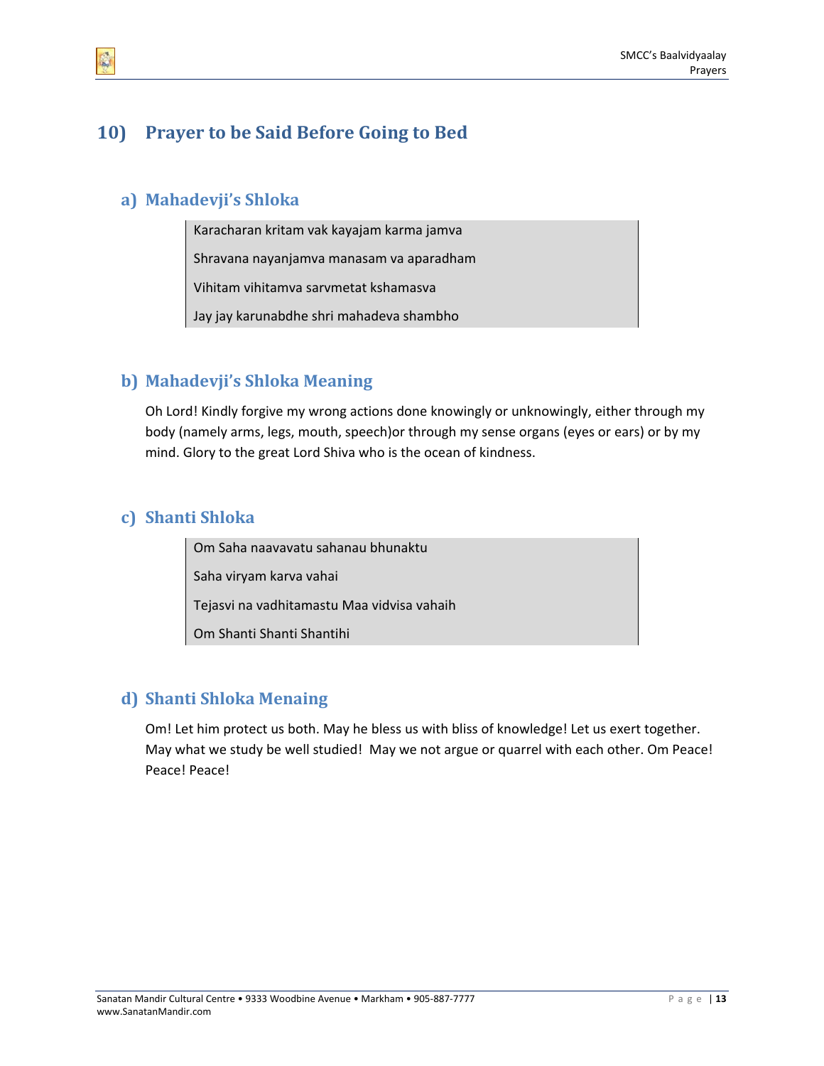## 10) Prayer to be Said Before Going to Bed

### a) Mahadevji's Shloka

Karacharan kritam vak kayajam karma jamva

Shravana nayanjamva manasam va aparadham

Vihitam vihitamva sarvmetat kshamasva

Jay jay karunabdhe shri mahadeva shambho

### b) Mahadevji's Shloka Meaning

Oh Lord! Kindly forgive my wrong actions done knowingly or unknowingly, either through my body (namely arms, legs, mouth, speech)or through my sense organs (eyes or ears) or by my mind. Glory to the great Lord Shiva who is the ocean of kindness.

### c) Shanti Shloka

Om Saha naavavatu sahanau bhunaktu

Saha viryam karva vahai

Tejasvi na vadhitamastu Maa vidvisa vahaih

Om Shanti Shanti Shantihi

### d) Shanti Shloka Menaing

Om! Let him protect us both. May he bless us with bliss of knowledge! Let us exert together. May what we study be well studied! May we not argue or quarrel with each other. Om Peace! Peace! Peace!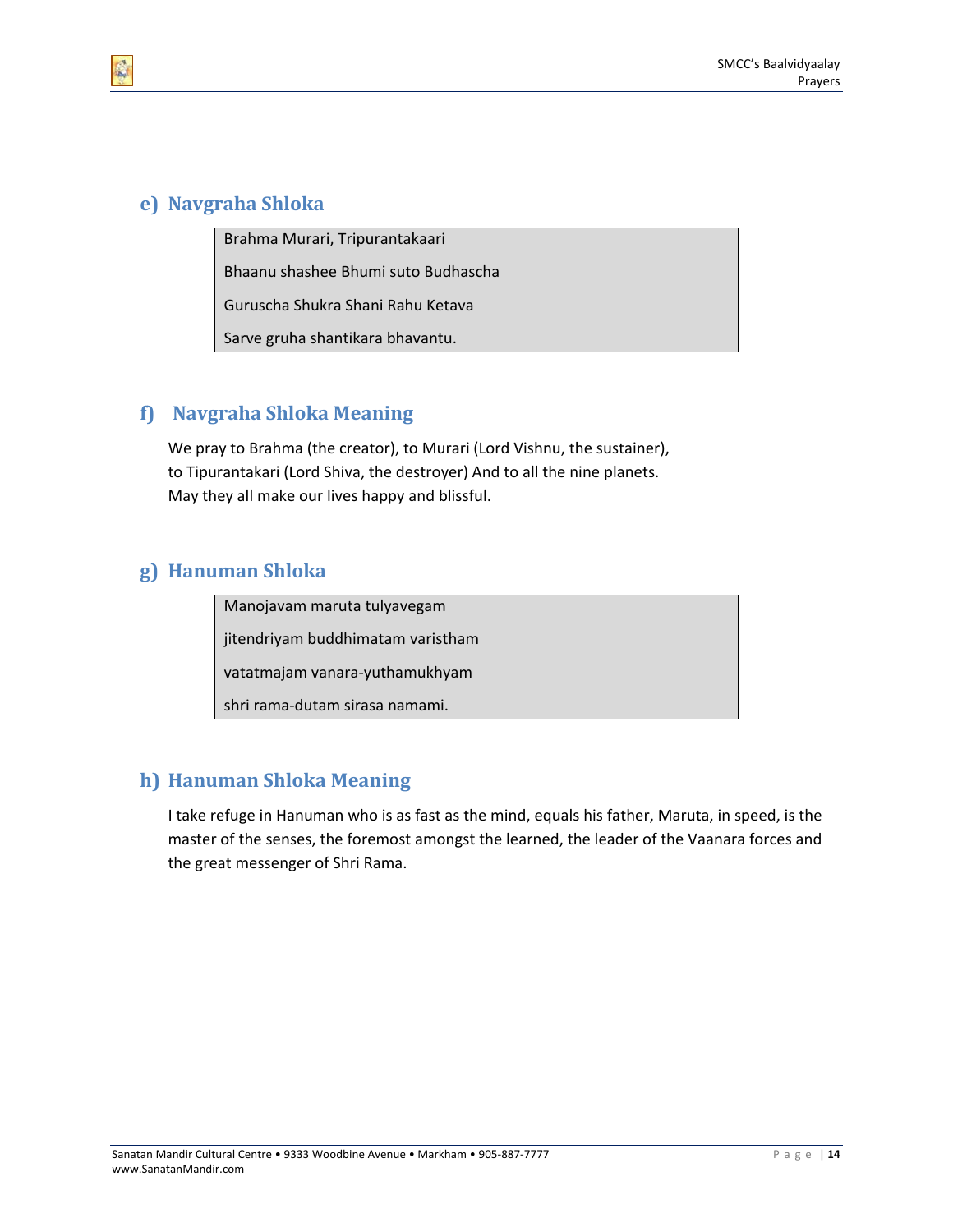## e) Navgraha Shloka

> Brahma Murari, Tripurantakaari
>
> Bhaanu shashee Bhumi suto Budhascha
>
> Guruscha Shukra Shani Rahu Ketava
>
> Sarve gruha shantikara bhavantu.

## f) Navgraha Shloka Meaning

We pray to Brahma (the creator), to Murari (Lord Vishnu, the sustainer),
to Tipurantakari (Lord Shiva, the destroyer) And to all the nine planets.
May they all make our lives happy and blissful.

## g) Hanuman Shloka

> Manojavam maruta tulyavegam
>
> jitendriyam buddhimatam varistham
>
> vatatmajam vanara-yuthamukhyam
>
> shri rama-dutam sirasa namami.

## h) Hanuman Shloka Meaning

I take refuge in Hanuman who is as fast as the mind, equals his father, Maruta, in speed, is the master of the senses, the foremost amongst the learned, the leader of the Vaanara forces and the great messenger of Shri Rama.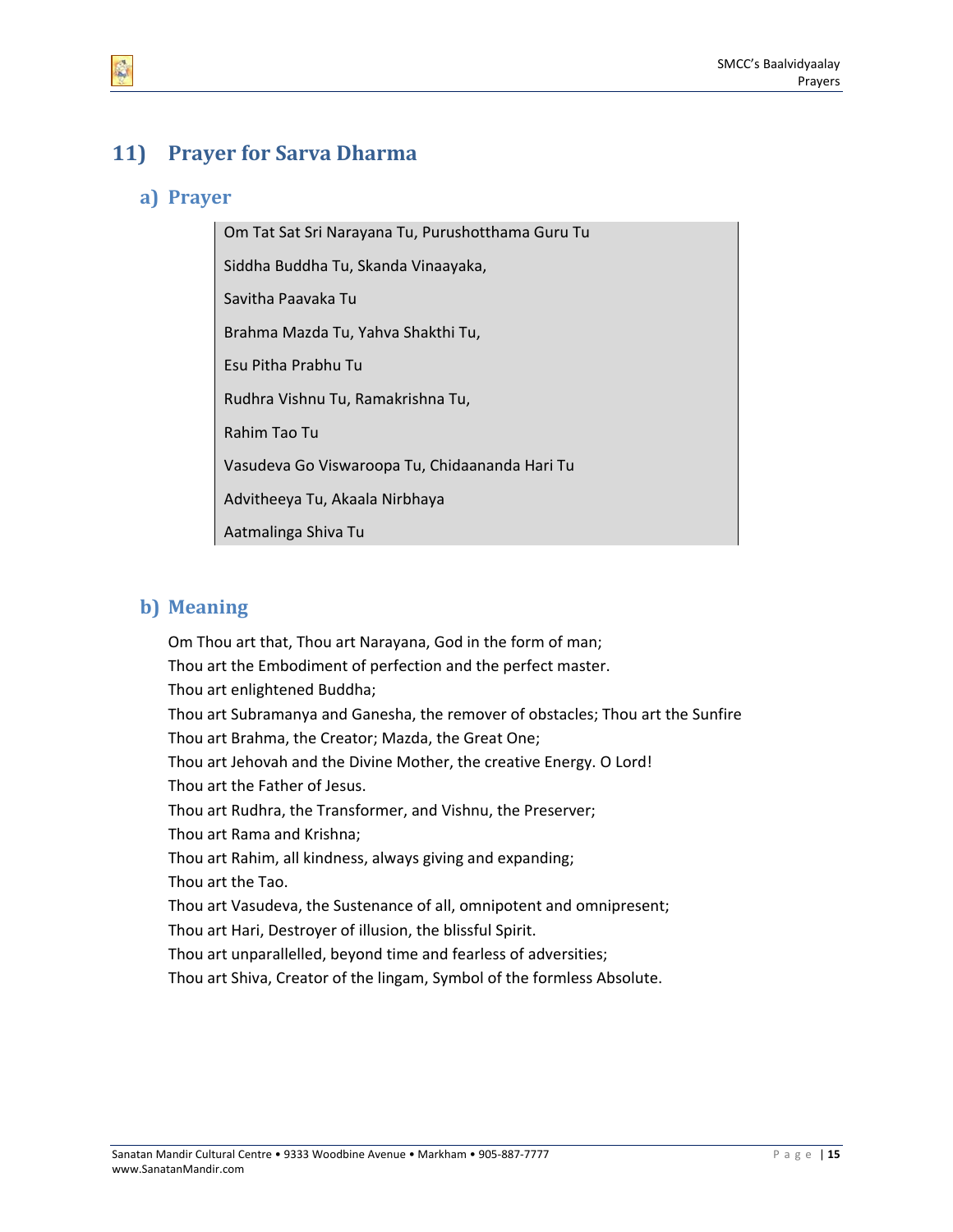## 11) Prayer for Sarva Dharma

### a) Prayer

Om Tat Sat Sri Narayana Tu, Purushotthama Guru Tu

Siddha Buddha Tu, Skanda Vinaayaka,

Savitha Paavaka Tu

Brahma Mazda Tu, Yahva Shakthi Tu,

Esu Pitha Prabhu Tu

Rudhra Vishnu Tu, Ramakrishna Tu,

Rahim Tao Tu

Vasudeva Go Viswaroopa Tu, Chidaananda Hari Tu

Advitheeya Tu, Akaala Nirbhaya

Aatmalinga Shiva Tu

### b) Meaning

Om Thou art that, Thou art Narayana, God in the form of man;
Thou art the Embodiment of perfection and the perfect master.
Thou art enlightened Buddha;
Thou art Subramanya and Ganesha, the remover of obstacles; Thou art the Sunfire
Thou art Brahma, the Creator; Mazda, the Great One;
Thou art Jehovah and the Divine Mother, the creative Energy. O Lord!
Thou art the Father of Jesus.
Thou art Rudhra, the Transformer, and Vishnu, the Preserver;
Thou art Rama and Krishna;
Thou art Rahim, all kindness, always giving and expanding;
Thou art the Tao.
Thou art Vasudeva, the Sustenance of all, omnipotent and omnipresent;
Thou art Hari, Destroyer of illusion, the blissful Spirit.
Thou art unparallelled, beyond time and fearless of adversities;
Thou art Shiva, Creator of the lingam, Symbol of the formless Absolute.